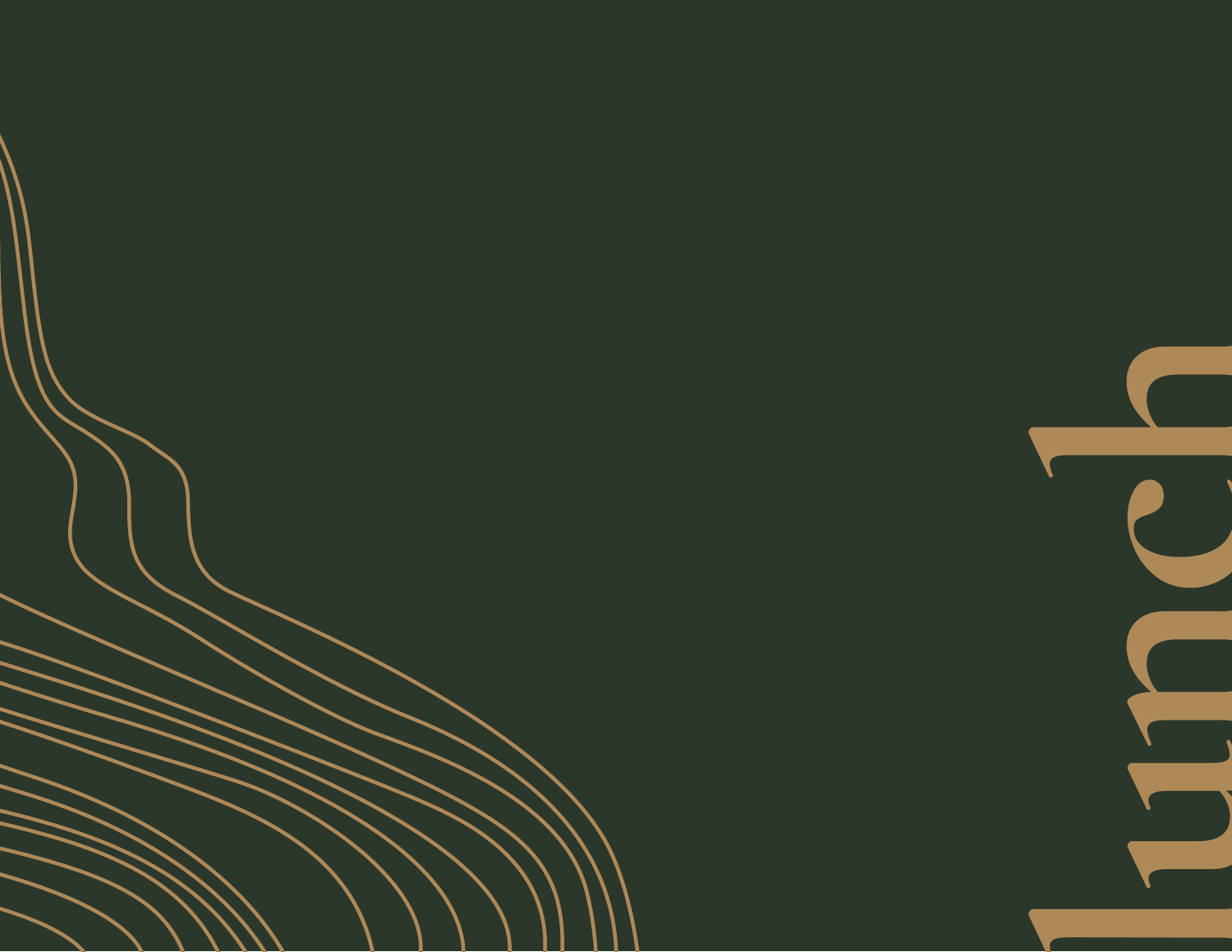# lunch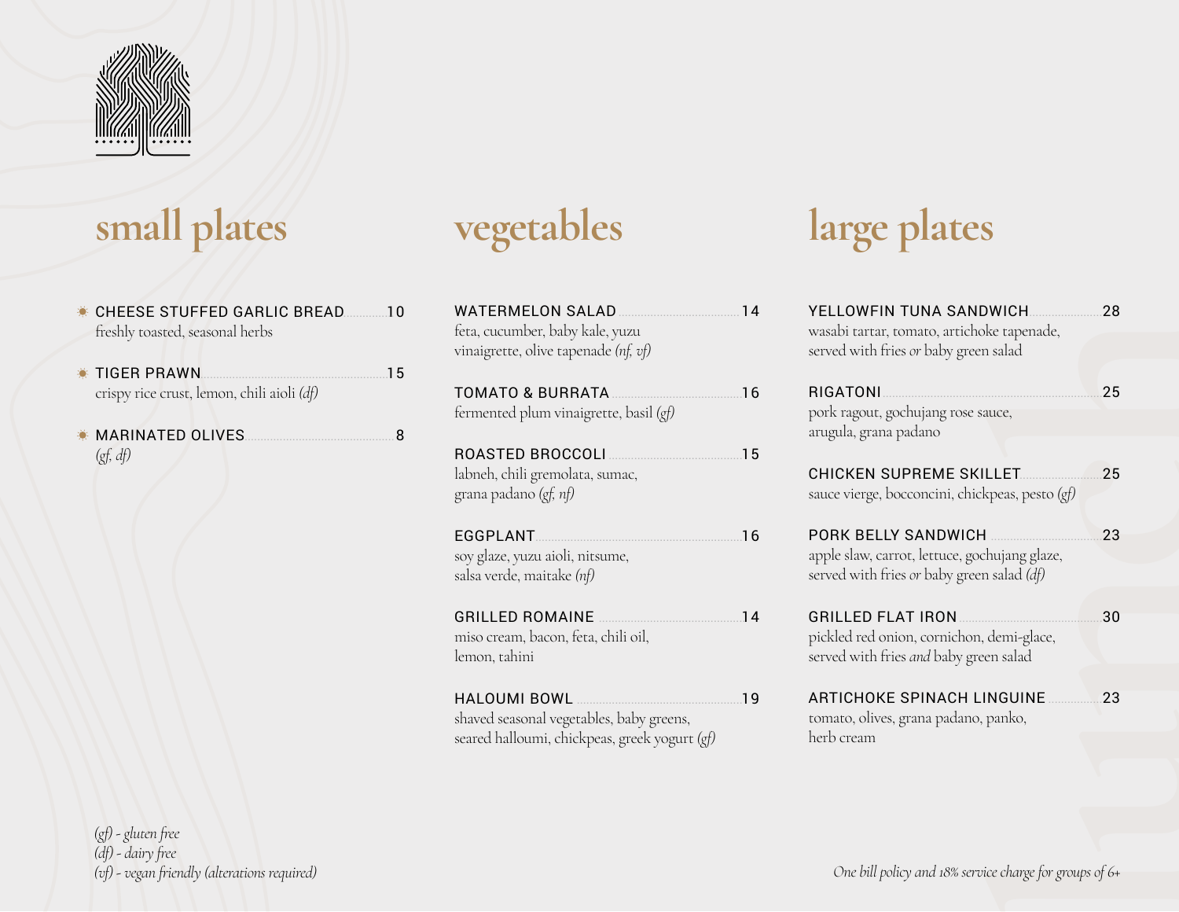## small plates

**CHEESE STUFFED GARLIC BREAD** ....... 10
freshly toasted, seasonal herbs

**TIGER PRAWN** ....... 15
crispy rice crust, lemon, chili aioli *(df)*

**MARINATED OLIVES** ....... 8
*(gf, df)*

## vegetables

**WATERMELON SALAD** ....... 14
feta, cucumber, baby kale, yuzu vinaigrette, olive tapenade *(nf, vf)*

**TOMATO & BURRATA** ....... 16
fermented plum vinaigrette, basil *(gf)*

**ROASTED BROCCOLI** ....... 15
labneh, chili gremolata, sumac, grana padano *(gf, nf)*

**EGGPLANT** ....... 16
soy glaze, yuzu aioli, nitsume, salsa verde, maitake *(nf)*

**GRILLED ROMAINE** ....... 14
miso cream, bacon, feta, chili oil, lemon, tahini

**HALOUMI BOWL** ....... 19
shaved seasonal vegetables, baby greens, seared halloumi, chickpeas, greek yogurt *(gf)*

## large plates

**YELLOWFIN TUNA SANDWICH** ....... 28
wasabi tartar, tomato, artichoke tapenade, served with fries *or* baby green salad

**RIGATONI** ....... 25
pork ragout, gochujang rose sauce, arugula, grana padano

**CHICKEN SUPREME SKILLET** ....... 25
sauce vierge, bocconcini, chickpeas, pesto *(gf)*

**PORK BELLY SANDWICH** ....... 23
apple slaw, carrot, lettuce, gochujang glaze, served with fries *or* baby green salad *(df)*

**GRILLED FLAT IRON** ....... 30
pickled red onion, cornichon, demi-glace, served with fries *and* baby green salad

**ARTICHOKE SPINACH LINGUINE** ....... 23
tomato, olives, grana padano, panko, herb cream

*(gf) - gluten free*
*(df) - dairy free*
*(vf) - vegan friendly (alterations required)*

*One bill policy and 18% service charge for groups of 6+*